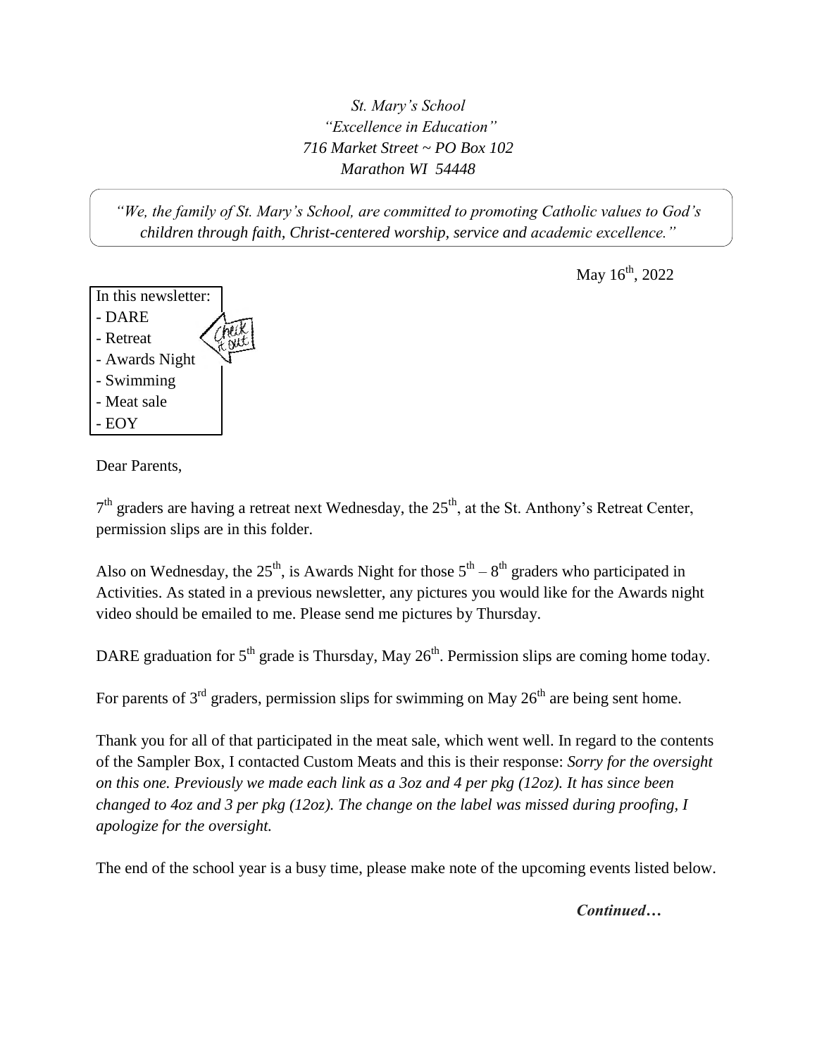*St. Mary's School*
*"Excellence in Education"*
*716 Market Street ~ PO Box 102*
*Marathon WI 54448*

*"We, the family of St. Mary's School, are committed to promoting Catholic values to God's children through faith, Christ-centered worship, service and academic excellence."*

May 16th, 2022

In this newsletter:
- DARE
- Retreat
- Awards Night
- Swimming
- Meat sale
- EOY

Check it out

Dear Parents,

7th graders are having a retreat next Wednesday, the 25th, at the St. Anthony's Retreat Center, permission slips are in this folder.

Also on Wednesday, the 25th, is Awards Night for those 5th – 8th graders who participated in Activities. As stated in a previous newsletter, any pictures you would like for the Awards night video should be emailed to me. Please send me pictures by Thursday.

DARE graduation for 5th grade is Thursday, May 26th. Permission slips are coming home today.

For parents of 3rd graders, permission slips for swimming on May 26th are being sent home.

Thank you for all of that participated in the meat sale, which went well. In regard to the contents of the Sampler Box, I contacted Custom Meats and this is their response: *Sorry for the oversight on this one. Previously we made each link as a 3oz and 4 per pkg (12oz). It has since been changed to 4oz and 3 per pkg (12oz). The change on the label was missed during proofing, I apologize for the oversight.*

The end of the school year is a busy time, please make note of the upcoming events listed below.

***Continued…***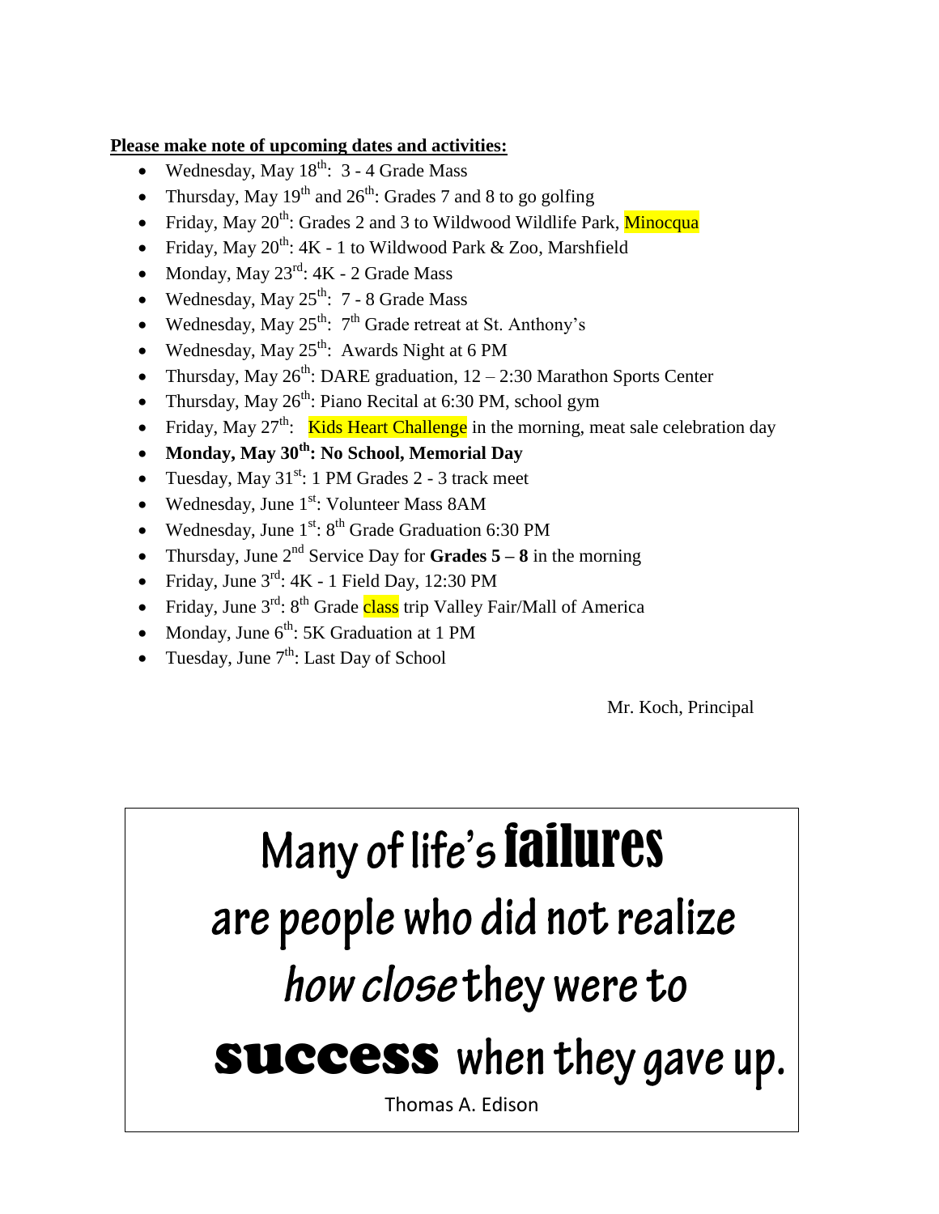**Please make note of upcoming dates and activities:**

- Wednesday, May 18th: 3 - 4 Grade Mass
- Thursday, May 19th and 26th: Grades 7 and 8 to go golfing
- Friday, May 20th: Grades 2 and 3 to Wildwood Wildlife Park, Minocqua
- Friday, May 20th: 4K - 1 to Wildwood Park & Zoo, Marshfield
- Monday, May 23rd: 4K - 2 Grade Mass
- Wednesday, May 25th: 7 - 8 Grade Mass
- Wednesday, May 25th: 7th Grade retreat at St. Anthony's
- Wednesday, May 25th: Awards Night at 6 PM
- Thursday, May 26th: DARE graduation, 12 – 2:30 Marathon Sports Center
- Thursday, May 26th: Piano Recital at 6:30 PM, school gym
- Friday, May 27th: Kids Heart Challenge in the morning, meat sale celebration day
- **Monday, May 30th: No School, Memorial Day**
- Tuesday, May 31st: 1 PM Grades 2 - 3 track meet
- Wednesday, June 1st: Volunteer Mass 8AM
- Wednesday, June 1st: 8th Grade Graduation 6:30 PM
- Thursday, June 2nd Service Day for **Grades 5 – 8** in the morning
- Friday, June 3rd: 4K - 1 Field Day, 12:30 PM
- Friday, June 3rd: 8th Grade class trip Valley Fair/Mall of America
- Monday, June 6th: 5K Graduation at 1 PM
- Tuesday, June 7th: Last Day of School

Mr. Koch, Principal

Many of life's **failures** are people who did not realize *how close* they were to **success** when they gave up.

Thomas A. Edison